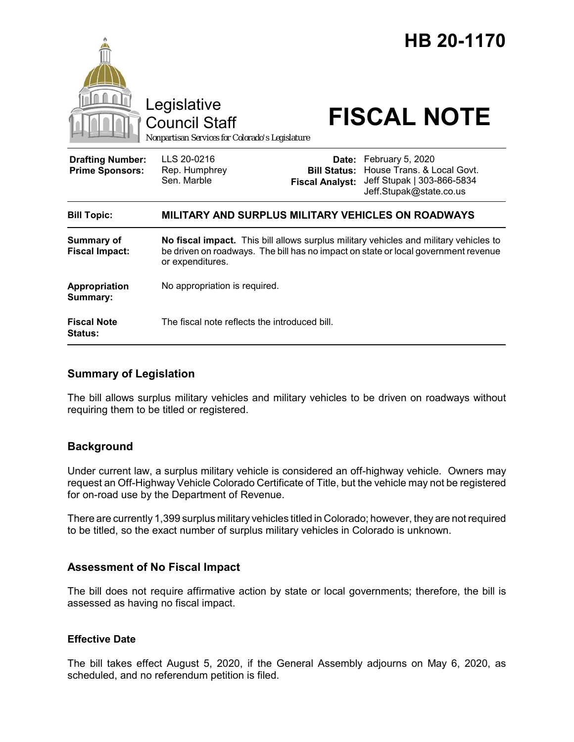# HB 20-1170

Legislative Council Staff

*Nonpartisan Services for Colorado's Legislature*

# FISCAL NOTE

| | | | |
|---|---|---|---|
| **Drafting Number:** | LLS 20-0216 | **Date:** | February 5, 2020 |
| **Prime Sponsors:** | Rep. Humphrey<br>Sen. Marble | **Bill Status:** | House Trans. & Local Govt. |
| | | **Fiscal Analyst:** | Jeff Stupak \| 303-866-5834<br>Jeff.Stupak@state.co.us |

| | |
|---|---|
| **Bill Topic:** | **MILITARY AND SURPLUS MILITARY VEHICLES ON ROADWAYS** |
| **Summary of Fiscal Impact:** | **No fiscal impact.** This bill allows surplus military vehicles and military vehicles to be driven on roadways. The bill has no impact on state or local government revenue or expenditures. |
| **Appropriation Summary:** | No appropriation is required. |
| **Fiscal Note Status:** | The fiscal note reflects the introduced bill. |

## Summary of Legislation

The bill allows surplus military vehicles and military vehicles to be driven on roadways without requiring them to be titled or registered.

## Background

Under current law, a surplus military vehicle is considered an off-highway vehicle. Owners may request an Off-Highway Vehicle Colorado Certificate of Title, but the vehicle may not be registered for on-road use by the Department of Revenue.

There are currently 1,399 surplus military vehicles titled in Colorado; however, they are not required to be titled, so the exact number of surplus military vehicles in Colorado is unknown.

## Assessment of No Fiscal Impact

The bill does not require affirmative action by state or local governments; therefore, the bill is assessed as having no fiscal impact.

### Effective Date

The bill takes effect August 5, 2020, if the General Assembly adjourns on May 6, 2020, as scheduled, and no referendum petition is filed.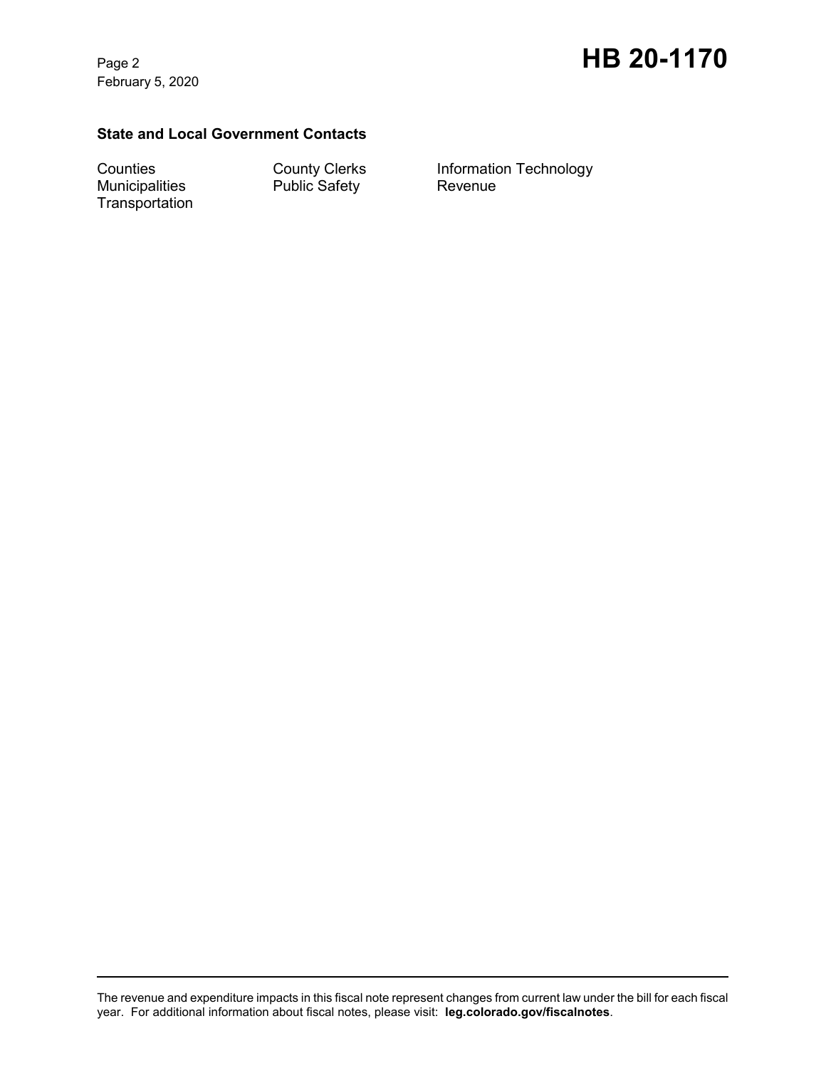### State and Local Government Contacts

| | | |
|---|---|---|
| Counties | County Clerks | Information Technology |
| Municipalities | Public Safety | Revenue |
| Transportation | | |

The revenue and expenditure impacts in this fiscal note represent changes from current law under the bill for each fiscal year. For additional information about fiscal notes, please visit: **leg.colorado.gov/fiscalnotes**.